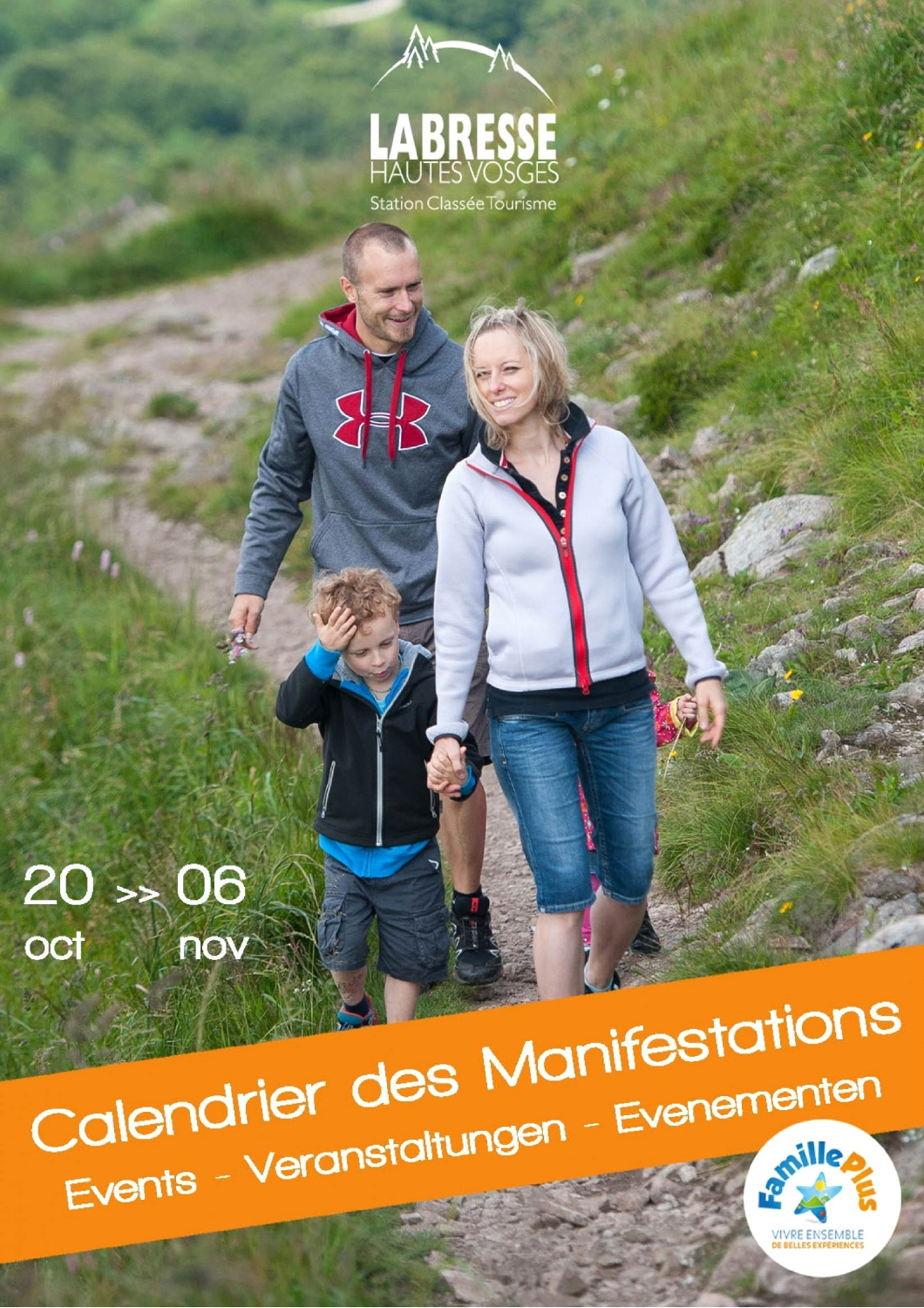LABRESSE
HAUTES VOSGES
Station Classée Tourisme

20 >> 06
oct nov

# Calendrier des Manifestations

## Events - Veranstaltungen - Evenementen

Famille Plus
VIVRE ENSEMBLE DE BELLES EXPÉRIENCES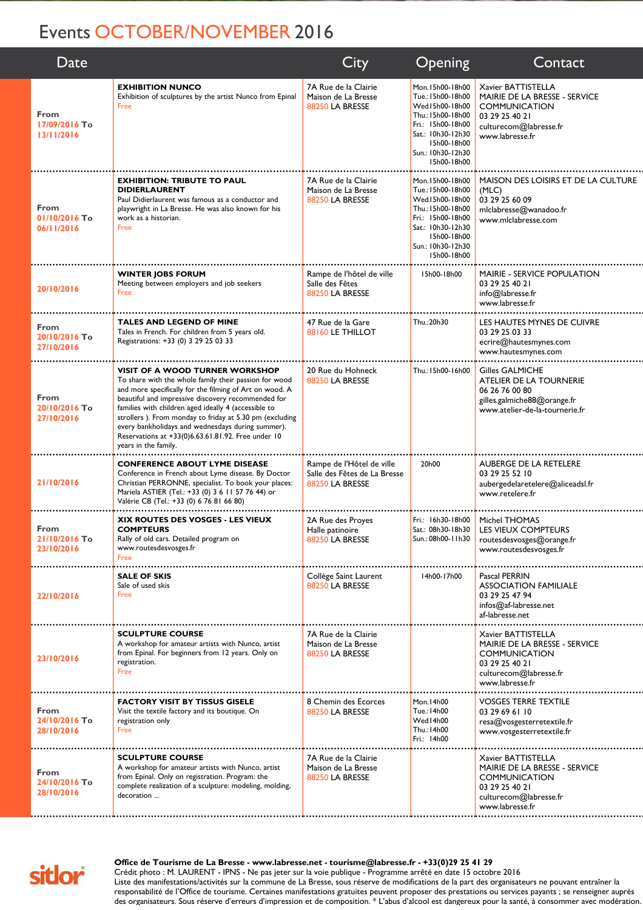# Events OCTOBER/NOVEMBER 2016

| Date | | City | Opening | Contact |
|---|---|---|---|---|
| From 17/09/2016 To 13/11/2016 | **EXHIBITION NUNCO**<br>Exhibition of sculptures by the artist Nunco from Epinal<br>Free | 7A Rue de la Clairie<br>Maison de La Bresse<br>88250 LA BRESSE | Mon.15h00-18h00<br>Tue.:15h00-18h00<br>Wed.15h00-18h00<br>Thu.:15h00-18h00<br>Fri.: 15h00-18h00<br>Sat.: 10h30-12h30<br>15h00-18h00<br>Sun.: 10h30-12h30<br>15h00-18h00 | Xavier BATTISTELLA<br>MAIRIE DE LA BRESSE - SERVICE COMMUNICATION<br>03 29 25 40 21<br>culturecom@labresse.fr<br>www.labresse.fr |
| From 01/10/2016 To 06/11/2016 | **EXHIBITION: TRIBUTE TO PAUL DIDIERLAURENT**<br>Paul Didierlaurent was famous as a conductor and playwright in La Bresse. He was also known for his work as a historian.<br>Free | 7A Rue de la Clairie<br>Maison de La Bresse<br>88250 LA BRESSE | Mon.15h00-18h00<br>Tue.:15h00-18h00<br>Wed.15h00-18h00<br>Thu.:15h00-18h00<br>Fri.: 15h00-18h00<br>Sat.: 10h30-12h30<br>15h00-18h00<br>Sun.: 10h30-12h30<br>15h00-18h00 | MAISON DES LOISIRS ET DE LA CULTURE (MLC)<br>03 29 25 60 09<br>mlclabresse@wanadoo.fr<br>www.mlclabresse.com |
| 20/10/2016 | **WINTER JOBS FORUM**<br>Meeting between employers and job seekers<br>Free | Rampe de l'hôtel de ville<br>Salle des Fêtes<br>88250 LA BRESSE | 15h00-18h00 | MAIRIE - SERVICE POPULATION<br>03 29 25 40 21<br>info@labresse.fr<br>www.labresse.fr |
| From 20/10/2016 To 27/10/2016 | **TALES AND LEGEND OF MINE**<br>Tales in French. For children from 5 years old. Registrations: +33 (0) 3 29 25 03 33 | 47 Rue de la Gare<br>88160 LE THILLOT | Thu.:20h30 | LES HAUTES MYNES DE CUIVRE<br>03 29 25 03 33<br>ecrire@hautesmynes.com<br>www.hautesmynes.com |
| From 20/10/2016 To 27/10/2016 | **VISIT OF A WOOD TURNER WORKSHOP**<br>To share with the whole family their passion for wood and more specifically for the filming of Art on wood. A beautiful and impressive discovery recommended for families with children aged ideally 4 (accessible to strollers ). From monday to friday at 5.30 pm (excluding every bankholidays and wednesdays during summer). Reservations at +33(0)6.63.61.81.92. Free under 10 years in the family. | 20 Rue du Hohneck<br>88250 LA BRESSE | Thu.:15h00-16h00 | Gilles GALMICHE<br>ATELIER DE LA TOURNERIE<br>06 26 76 00 80<br>gilles.galmiche88@orange.fr<br>www.atelier-de-la-tournerie.fr |
| 21/10/2016 | **CONFERENCE ABOUT LYME DISEASE**<br>Conference in French about Lyme disease. By Doctor Christian PERRONNE, specialist. To book your places: Mariela ASTIER (Tel.: +33 (0) 3 6 11 57 76 44) or Valérie CB (Tel.: +33 (0) 6 76 81 66 80) | Rampe de l'Hôtel de ville<br>Salle des Fêtes de La Bresse<br>88250 LA BRESSE | 20h00 | AUBERGE DE LA RETELERE<br>03 29 25 52 10<br>aubergedelaretelere@aliceadsl.fr<br>www.retelere.fr |
| From 21/10/2016 To 23/10/2016 | **XIX ROUTES DES VOSGES - LES VIEUX COMPTEURS**<br>Rally of old cars. Detailed program on www.routesdesvosges.fr<br>Free | 2A Rue des Proyes<br>Halle patinoire<br>88250 LA BRESSE | Fri.: 16h30-18h00<br>Sat.: 08h30-18h30<br>Sun.: 08h00-11h30 | Michel THOMAS<br>LES VIEUX COMPTEURS<br>routesdesvosges@orange.fr<br>www.routesdesvosges.fr |
| 22/10/2016 | **SALE OF SKIS**<br>Sale of used skis<br>Free | Collège Saint Laurent<br>88250 LA BRESSE | 14h00-17h00 | Pascal PERRIN<br>ASSOCIATION FAMILIALE<br>03 29 25 47 94<br>infos@af-labresse.net<br>af-labresse.net |
| 23/10/2016 | **SCULPTURE COURSE**<br>A workshop for amateur artists with Nunco, artist from Epinal. For beginners from 12 years. Only on registration.<br>Free | 7A Rue de la Clairie<br>Maison de La Bresse<br>88250 LA BRESSE | | Xavier BATTISTELLA<br>MAIRIE DE LA BRESSE - SERVICE COMMUNICATION<br>03 29 25 40 21<br>culturecom@labresse.fr<br>www.labresse.fr |
| From 24/10/2016 To 28/10/2016 | **FACTORY VISIT BY TISSUS GISELE**<br>Visit the textile factory and its boutique. On registration only<br>Free | 8 Chemin des Ecorces<br>88250 LA BRESSE | Mon.14h00<br>Tue.:14h00<br>Wed.14h00<br>Thu.:14h00<br>Fri.: 14h00 | VOSGES TERRE TEXTILE<br>03 29 69 61 10<br>resa@vosgesterretextile.fr<br>www.vosgesterretextile.fr |
| From 24/10/2016 To 28/10/2016 | **SCULPTURE COURSE**<br>A workshop for amateur artists with Nunco, artist from Epinal. Only on registration. Program: the complete realization of a sculpture: modeling, molding, decoration ... | 7A Rue de la Clairie<br>Maison de La Bresse<br>88250 LA BRESSE | | Xavier BATTISTELLA<br>MAIRIE DE LA BRESSE - SERVICE COMMUNICATION<br>03 29 25 40 21<br>culturecom@labresse.fr<br>www.labresse.fr |

sitlor

**Office de Tourisme de La Bresse - www.labresse.net - tourisme@labresse.fr - +33(0)29 25 41 29**
Crédit photo : M. LAURENT - IPNS - Ne pas jeter sur la voie publique - Programme arrêté en date 15 octobre 2016
Liste des manifestations/activités sur la commune de La Bresse, sous réserve de modifications de la part des organisateurs ne pouvant entraîner la responsabilité de l'Office de tourisme. Certaines manifestations gratuites peuvent proposer des prestations ou services payants ; se renseigner auprès des organisateurs. Sous réserve d'erreurs d'impression et de composition. * L'abus d'alcool est dangereux pour la santé, à consommer avec modération.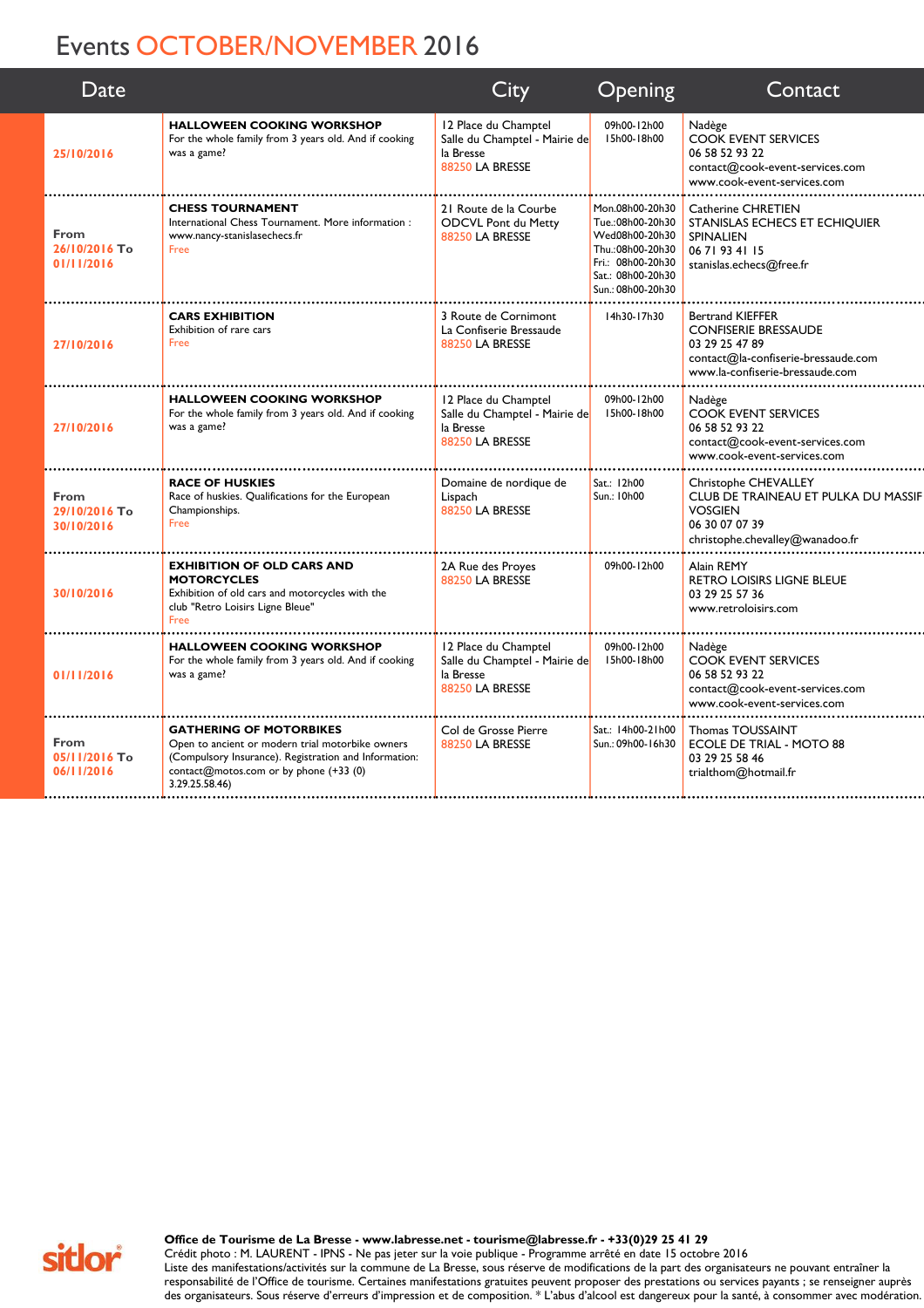# Events OCTOBER/NOVEMBER 2016

| Date | | City | Opening | Contact |
|---|---|---|---|---|
| 25/10/2016 | **HALLOWEEN COOKING WORKSHOP**<br>For the whole family from 3 years old. And if cooking was a game? | 12 Place du Champtel<br>Salle du Champtel - Mairie de la Bresse<br>88250 LA BRESSE | 09h00-12h00<br>15h00-18h00 | Nadège<br>COOK EVENT SERVICES<br>06 58 52 93 22<br>contact@cook-event-services.com<br>www.cook-event-services.com |
| From 26/10/2016 To 01/11/2016 | **CHESS TOURNAMENT**<br>International Chess Tournament. More information : www.nancy-stanislasechecs.fr<br>Free | 21 Route de la Courbe<br>ODCVL Pont du Metty<br>88250 LA BRESSE | Mon.08h00-20h30<br>Tue.:08h00-20h30<br>Wed08h00-20h30<br>Thu.:08h00-20h30<br>Fri.: 08h00-20h30<br>Sat.: 08h00-20h30<br>Sun.: 08h00-20h30 | Catherine CHRETIEN<br>STANISLAS ECHECS ET ECHIQUIER SPINALIEN<br>06 71 93 41 15<br>stanislas.echecs@free.fr |
| 27/10/2016 | **CARS EXHIBITION**<br>Exhibition of rare cars<br>Free | 3 Route de Cornimont<br>La Confiserie Bressaude<br>88250 LA BRESSE | 14h30-17h30 | Bertrand KIEFFER<br>CONFISERIE BRESSAUDE<br>03 29 25 47 89<br>contact@la-confiserie-bressaude.com<br>www.la-confiserie-bressaude.com |
| 27/10/2016 | **HALLOWEEN COOKING WORKSHOP**<br>For the whole family from 3 years old. And if cooking was a game? | 12 Place du Champtel<br>Salle du Champtel - Mairie de la Bresse<br>88250 LA BRESSE | 09h00-12h00<br>15h00-18h00 | Nadège<br>COOK EVENT SERVICES<br>06 58 52 93 22<br>contact@cook-event-services.com<br>www.cook-event-services.com |
| From 29/10/2016 To 30/10/2016 | **RACE OF HUSKIES**<br>Race of huskies. Qualifications for the European Championships.<br>Free | Domaine de nordique de Lispach<br>88250 LA BRESSE | Sat.: 12h00<br>Sun.: 10h00 | Christophe CHEVALLEY<br>CLUB DE TRAINEAU ET PULKA DU MASSIF VOSGIEN<br>06 30 07 07 39<br>christophe.chevalley@wanadoo.fr |
| 30/10/2016 | **EXHIBITION OF OLD CARS AND MOTORCYCLES**<br>Exhibition of old cars and motorcycles with the club "Retro Loisirs Ligne Bleue"<br>Free | 2A Rue des Proyes<br>88250 LA BRESSE | 09h00-12h00 | Alain REMY<br>RETRO LOISIRS LIGNE BLEUE<br>03 29 25 57 36<br>www.retroloisirs.com |
| 01/11/2016 | **HALLOWEEN COOKING WORKSHOP**<br>For the whole family from 3 years old. And if cooking was a game? | 12 Place du Champtel<br>Salle du Champtel - Mairie de la Bresse<br>88250 LA BRESSE | 09h00-12h00<br>15h00-18h00 | Nadège<br>COOK EVENT SERVICES<br>06 58 52 93 22<br>contact@cook-event-services.com<br>www.cook-event-services.com |
| From 05/11/2016 To 06/11/2016 | **GATHERING OF MOTORBIKES**<br>Open to ancient or modern trial motorbike owners (Compulsory Insurance). Registration and Information: contact@motos.com or by phone (+33 (0) 3.29.25.58.46) | Col de Grosse Pierre<br>88250 LA BRESSE | Sat.: 14h00-21h00<br>Sun.: 09h00-16h30 | Thomas TOUSSAINT<br>ECOLE DE TRIAL - MOTO 88<br>03 29 25 58 46<br>trialthom@hotmail.fr |

sitlor®

**Office de Tourisme de La Bresse - www.labresse.net - tourisme@labresse.fr - +33(0)29 25 41 29**
Crédit photo : M. LAURENT - IPNS - Ne pas jeter sur la voie publique - Programme arrêté en date 15 octobre 2016
Liste des manifestations/activités sur la commune de La Bresse, sous réserve de modifications de la part des organisateurs ne pouvant entraîner la responsabilité de l'Office de tourisme. Certaines manifestations gratuites peuvent proposer des prestations ou services payants ; se renseigner auprès des organisateurs. Sous réserve d'erreurs d'impression et de composition. * L'abus d'alcool est dangereux pour la santé, à consommer avec modération.